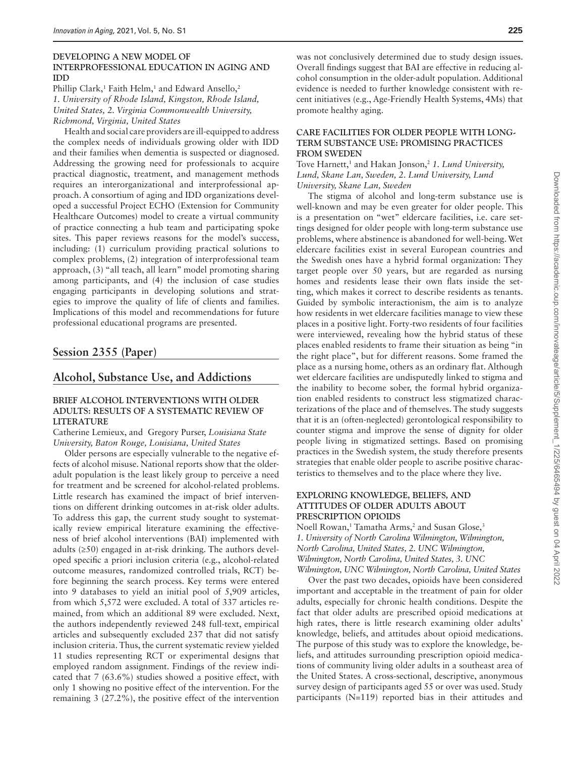### DEVELOPING A NEW MODEL OF INTERPROFESSIONAL EDUCATION IN AGING AND IDD

Phillip Clark,[1] Faith Helm,[1] and Edward Ansello,[2] *1. University of Rhode Island, Kingston, Rhode Island, United States, 2. Virginia Commonwealth University, Richmond, Virginia, United States*

Health and social care providers are ill-equipped to address the complex needs of individuals growing older with IDD and their families when dementia is suspected or diagnosed. Addressing the growing need for professionals to acquire practical diagnostic, treatment, and management methods requires an interorganizational and interprofessional approach. A consortium of aging and IDD organizations developed a successful Project ECHO (Extension for Community Healthcare Outcomes) model to create a virtual community of practice connecting a hub team and participating spoke sites. This paper reviews reasons for the model's success, including: (1) curriculum providing practical solutions to complex problems, (2) integration of interprofessional team approach, (3) "all teach, all learn" model promoting sharing among participants, and (4) the inclusion of case studies engaging participants in developing solutions and strategies to improve the quality of life of clients and families. Implications of this model and recommendations for future professional educational programs are presented.

## Session 2355 (Paper)

## Alcohol, Substance Use, and Addictions

### BRIEF ALCOHOL INTERVENTIONS WITH OLDER ADULTS: RESULTS OF A SYSTEMATIC REVIEW OF LITERATURE

Catherine Lemieux, and Gregory Purser, *Louisiana State University, Baton Rouge, Louisiana, United States*

Older persons are especially vulnerable to the negative effects of alcohol misuse. National reports show that the older-adult population is the least likely group to perceive a need for treatment and be screened for alcohol-related problems. Little research has examined the impact of brief interventions on different drinking outcomes in at-risk older adults. To address this gap, the current study sought to systematically review empirical literature examining the effectiveness of brief alcohol interventions (BAI) implemented with adults (≥50) engaged in at-risk drinking. The authors developed specific a priori inclusion criteria (e.g., alcohol-related outcome measures, randomized controlled trials, RCT) before beginning the search process. Key terms were entered into 9 databases to yield an initial pool of 5,909 articles, from which 5,572 were excluded. A total of 337 articles remained, from which an additional 89 were excluded. Next, the authors independently reviewed 248 full-text, empirical articles and subsequently excluded 237 that did not satisfy inclusion criteria. Thus, the current systematic review yielded 11 studies representing RCT or experimental designs that employed random assignment. Findings of the review indicated that 7 (63.6%) studies showed a positive effect, with only 1 showing no positive effect of the intervention. For the remaining 3 (27.2%), the positive effect of the intervention was not conclusively determined due to study design issues. Overall findings suggest that BAI are effective in reducing alcohol consumption in the older-adult population. Additional evidence is needed to further knowledge consistent with recent initiatives (e.g., Age-Friendly Health Systems, 4Ms) that promote healthy aging.

### CARE FACILITIES FOR OLDER PEOPLE WITH LONG-TERM SUBSTANCE USE: PROMISING PRACTICES FROM SWEDEN

Tove Harnett,[1] and Hakan Jonson,[2] *1. Lund University, Lund, Skane Lan, Sweden, 2. Lund University, Lund University, Skane Lan, Sweden*

The stigma of alcohol and long-term substance use is well-known and may be even greater for older people. This is a presentation on "wet" eldercare facilities, i.e. care settings designed for older people with long-term substance use problems, where abstinence is abandoned for well-being. Wet eldercare facilities exist in several European countries and the Swedish ones have a hybrid formal organization: They target people over 50 years, but are regarded as nursing homes and residents lease their own flats inside the setting, which makes it correct to describe residents as tenants. Guided by symbolic interactionism, the aim is to analyze how residents in wet eldercare facilities manage to view these places in a positive light. Forty-two residents of four facilities were interviewed, revealing how the hybrid status of these places enabled residents to frame their situation as being "in the right place", but for different reasons. Some framed the place as a nursing home, others as an ordinary flat. Although wet eldercare facilities are undisputedly linked to stigma and the inability to become sober, the formal hybrid organization enabled residents to construct less stigmatized characterizations of the place and of themselves. The study suggests that it is an (often-neglected) gerontological responsibility to counter stigma and improve the sense of dignity for older people living in stigmatized settings. Based on promising practices in the Swedish system, the study therefore presents strategies that enable older people to ascribe positive characteristics to themselves and to the place where they live.

### EXPLORING KNOWLEDGE, BELIEFS, AND ATTITUDES OF OLDER ADULTS ABOUT PRESCRIPTION OPIOIDS

Noell Rowan,[1] Tamatha Arms,[2] and Susan Glose,[3] *1. University of North Carolina Wilmington, Wilmington, North Carolina, United States, 2. UNC Wilmington, Wilmington, North Carolina, United States, 3. UNC Wilmington, UNC Wilmington, North Carolina, United States*

Over the past two decades, opioids have been considered important and acceptable in the treatment of pain for older adults, especially for chronic health conditions. Despite the fact that older adults are prescribed opioid medications at high rates, there is little research examining older adults' knowledge, beliefs, and attitudes about opioid medications. The purpose of this study was to explore the knowledge, beliefs, and attitudes surrounding prescription opioid medications of community living older adults in a southeast area of the United States. A cross-sectional, descriptive, anonymous survey design of participants aged 55 or over was used. Study participants (N=119) reported bias in their attitudes and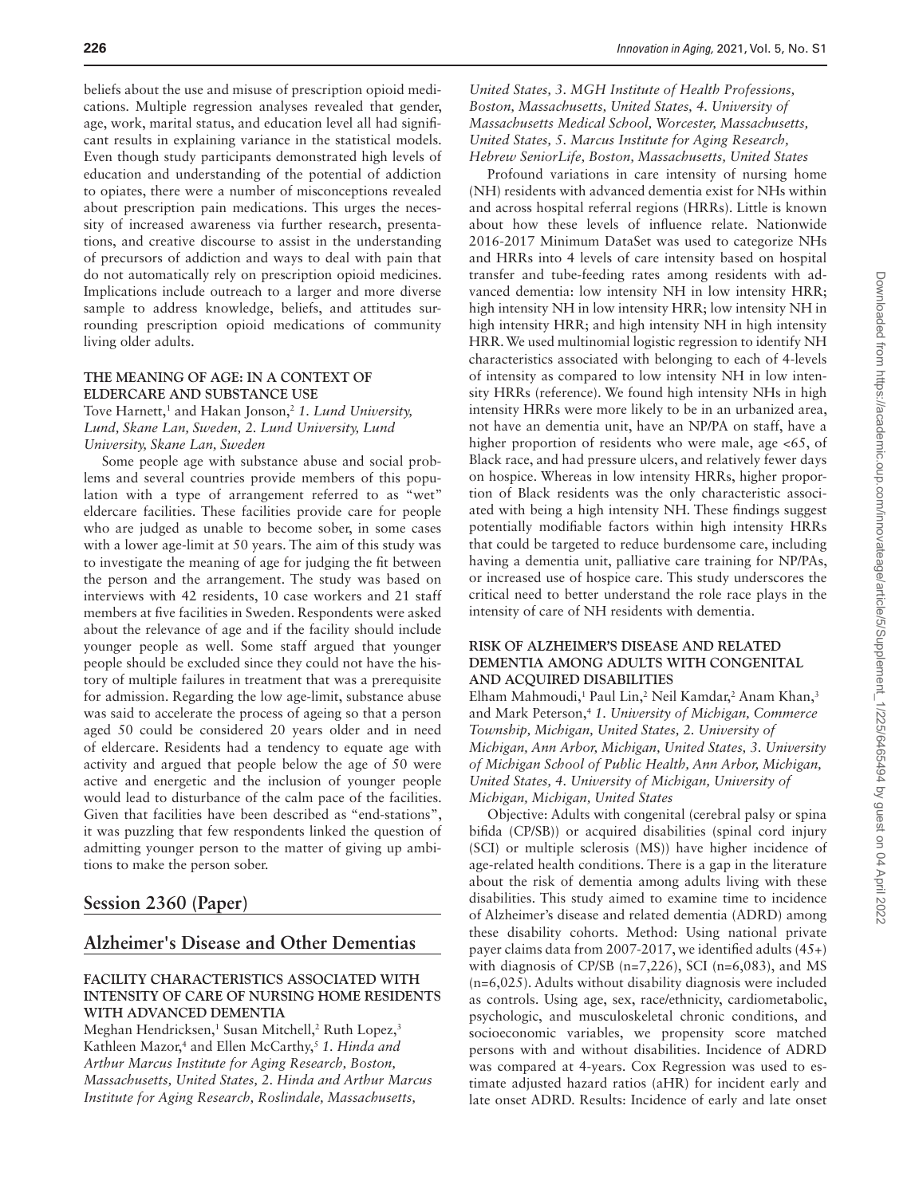beliefs about the use and misuse of prescription opioid medications. Multiple regression analyses revealed that gender, age, work, marital status, and education level all had significant results in explaining variance in the statistical models. Even though study participants demonstrated high levels of education and understanding of the potential of addiction to opiates, there were a number of misconceptions revealed about prescription pain medications. This urges the necessity of increased awareness via further research, presentations, and creative discourse to assist in the understanding of precursors of addiction and ways to deal with pain that do not automatically rely on prescription opioid medicines. Implications include outreach to a larger and more diverse sample to address knowledge, beliefs, and attitudes surrounding prescription opioid medications of community living older adults.

### THE MEANING OF AGE: IN A CONTEXT OF ELDERCARE AND SUBSTANCE USE

Tove Harnett,[1] and Hakan Jonson,[2] *1. Lund University, Lund, Skane Lan, Sweden, 2. Lund University, Lund University, Skane Lan, Sweden*

Some people age with substance abuse and social problems and several countries provide members of this population with a type of arrangement referred to as "wet" eldercare facilities. These facilities provide care for people who are judged as unable to become sober, in some cases with a lower age-limit at 50 years. The aim of this study was to investigate the meaning of age for judging the fit between the person and the arrangement. The study was based on interviews with 42 residents, 10 case workers and 21 staff members at five facilities in Sweden. Respondents were asked about the relevance of age and if the facility should include younger people as well. Some staff argued that younger people should be excluded since they could not have the history of multiple failures in treatment that was a prerequisite for admission. Regarding the low age-limit, substance abuse was said to accelerate the process of ageing so that a person aged 50 could be considered 20 years older and in need of eldercare. Residents had a tendency to equate age with activity and argued that people below the age of 50 were active and energetic and the inclusion of younger people would lead to disturbance of the calm pace of the facilities. Given that facilities have been described as "end-stations", it was puzzling that few respondents linked the question of admitting younger person to the matter of giving up ambitions to make the person sober.

## Session 2360 (Paper)

## Alzheimer's Disease and Other Dementias

### FACILITY CHARACTERISTICS ASSOCIATED WITH INTENSITY OF CARE OF NURSING HOME RESIDENTS WITH ADVANCED DEMENTIA

Meghan Hendricksen,[1] Susan Mitchell,[2] Ruth Lopez,[3] Kathleen Mazor,[4] and Ellen McCarthy,[5] *1. Hinda and Arthur Marcus Institute for Aging Research, Boston, Massachusetts, United States, 2. Hinda and Arthur Marcus Institute for Aging Research, Roslindale, Massachusetts, United States, 3. MGH Institute of Health Professions, Boston, Massachusetts, United States, 4. University of Massachusetts Medical School, Worcester, Massachusetts, United States, 5. Marcus Institute for Aging Research, Hebrew SeniorLife, Boston, Massachusetts, United States*

Profound variations in care intensity of nursing home (NH) residents with advanced dementia exist for NHs within and across hospital referral regions (HRRs). Little is known about how these levels of influence relate. Nationwide 2016-2017 Minimum DataSet was used to categorize NHs and HRRs into 4 levels of care intensity based on hospital transfer and tube-feeding rates among residents with advanced dementia: low intensity NH in low intensity HRR; high intensity NH in low intensity HRR; low intensity NH in high intensity HRR; and high intensity NH in high intensity HRR. We used multinomial logistic regression to identify NH characteristics associated with belonging to each of 4-levels of intensity as compared to low intensity NH in low intensity HRRs (reference). We found high intensity NHs in high intensity HRRs were more likely to be in an urbanized area, not have an dementia unit, have an NP/PA on staff, have a higher proportion of residents who were male, age <65, of Black race, and had pressure ulcers, and relatively fewer days on hospice. Whereas in low intensity HRRs, higher proportion of Black residents was the only characteristic associated with being a high intensity NH. These findings suggest potentially modifiable factors within high intensity HRRs that could be targeted to reduce burdensome care, including having a dementia unit, palliative care training for NP/PAs, or increased use of hospice care. This study underscores the critical need to better understand the role race plays in the intensity of care of NH residents with dementia.

### RISK OF ALZHEIMER'S DISEASE AND RELATED DEMENTIA AMONG ADULTS WITH CONGENITAL AND ACQUIRED DISABILITIES

Elham Mahmoudi,[1] Paul Lin,[2] Neil Kamdar,[2] Anam Khan,[3] and Mark Peterson,[4] *1. University of Michigan, Commerce Township, Michigan, United States, 2. University of Michigan, Ann Arbor, Michigan, United States, 3. University of Michigan School of Public Health, Ann Arbor, Michigan, United States, 4. University of Michigan, University of Michigan, Michigan, United States*

Objective: Adults with congenital (cerebral palsy or spina bifida (CP/SB)) or acquired disabilities (spinal cord injury (SCI) or multiple sclerosis (MS)) have higher incidence of age-related health conditions. There is a gap in the literature about the risk of dementia among adults living with these disabilities. This study aimed to examine time to incidence of Alzheimer's disease and related dementia (ADRD) among these disability cohorts. Method: Using national private payer claims data from 2007-2017, we identified adults (45+) with diagnosis of CP/SB (n=7,226), SCI (n=6,083), and MS (n=6,025). Adults without disability diagnosis were included as controls. Using age, sex, race/ethnicity, cardiometabolic, psychologic, and musculoskeletal chronic conditions, and socioeconomic variables, we propensity score matched persons with and without disabilities. Incidence of ADRD was compared at 4-years. Cox Regression was used to estimate adjusted hazard ratios (aHR) for incident early and late onset ADRD. Results: Incidence of early and late onset